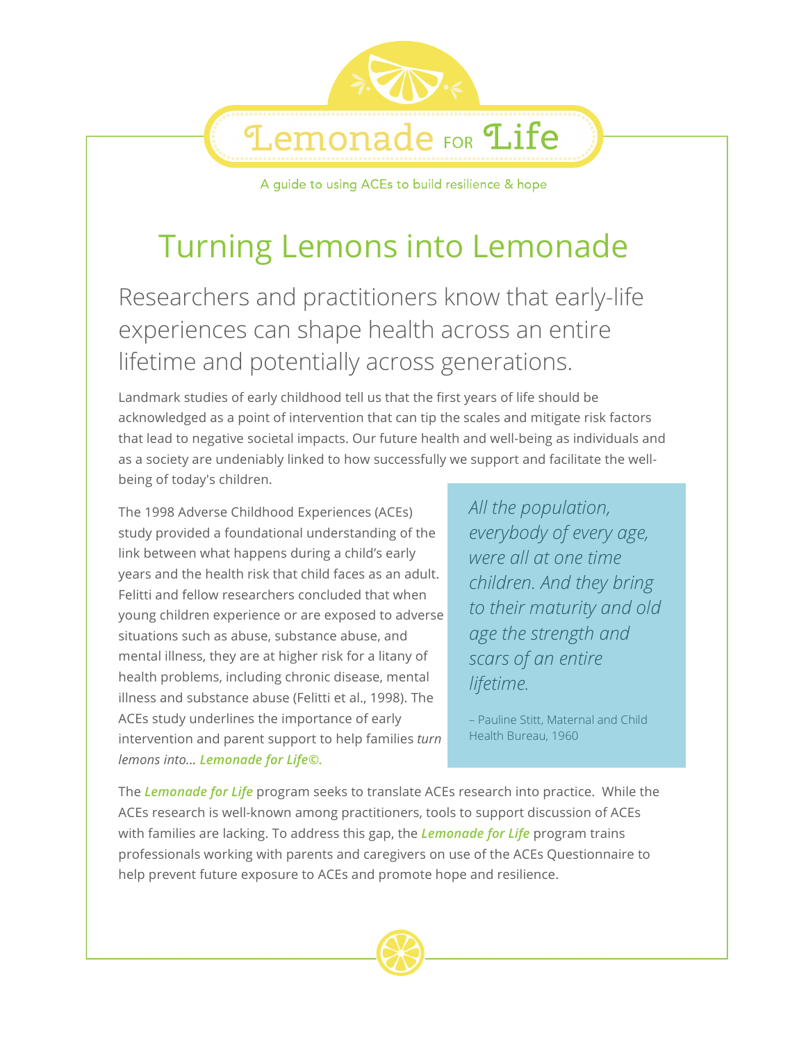# Lemonade for Life

A guide to using ACEs to build resilience & hope

## Turning Lemons into Lemonade

Researchers and practitioners know that early-life experiences can shape health across an entire lifetime and potentially across generations.

Landmark studies of early childhood tell us that the first years of life should be acknowledged as a point of intervention that can tip the scales and mitigate risk factors that lead to negative societal impacts. Our future health and well-being as individuals and as a society are undeniably linked to how successfully we support and facilitate the well-being of today's children.

The 1998 Adverse Childhood Experiences (ACEs) study provided a foundational understanding of the link between what happens during a child's early years and the health risk that child faces as an adult. Felitti and fellow researchers concluded that when young children experience or are exposed to adverse situations such as abuse, substance abuse, and mental illness, they are at higher risk for a litany of health problems, including chronic disease, mental illness and substance abuse (Felitti et al., 1998). The ACEs study underlines the importance of early intervention and parent support to help families *turn lemons into...* ***Lemonade for Life©.***

> *All the population, everybody of every age, were all at one time children. And they bring to their maturity and old age the strength and scars of an entire lifetime.*
>
> – Pauline Stitt, Maternal and Child Health Bureau, 1960

The ***Lemonade for Life*** program seeks to translate ACEs research into practice. While the ACEs research is well-known among practitioners, tools to support discussion of ACEs with families are lacking. To address this gap, the ***Lemonade for Life*** program trains professionals working with parents and caregivers on use of the ACEs Questionnaire to help prevent future exposure to ACEs and promote hope and resilience.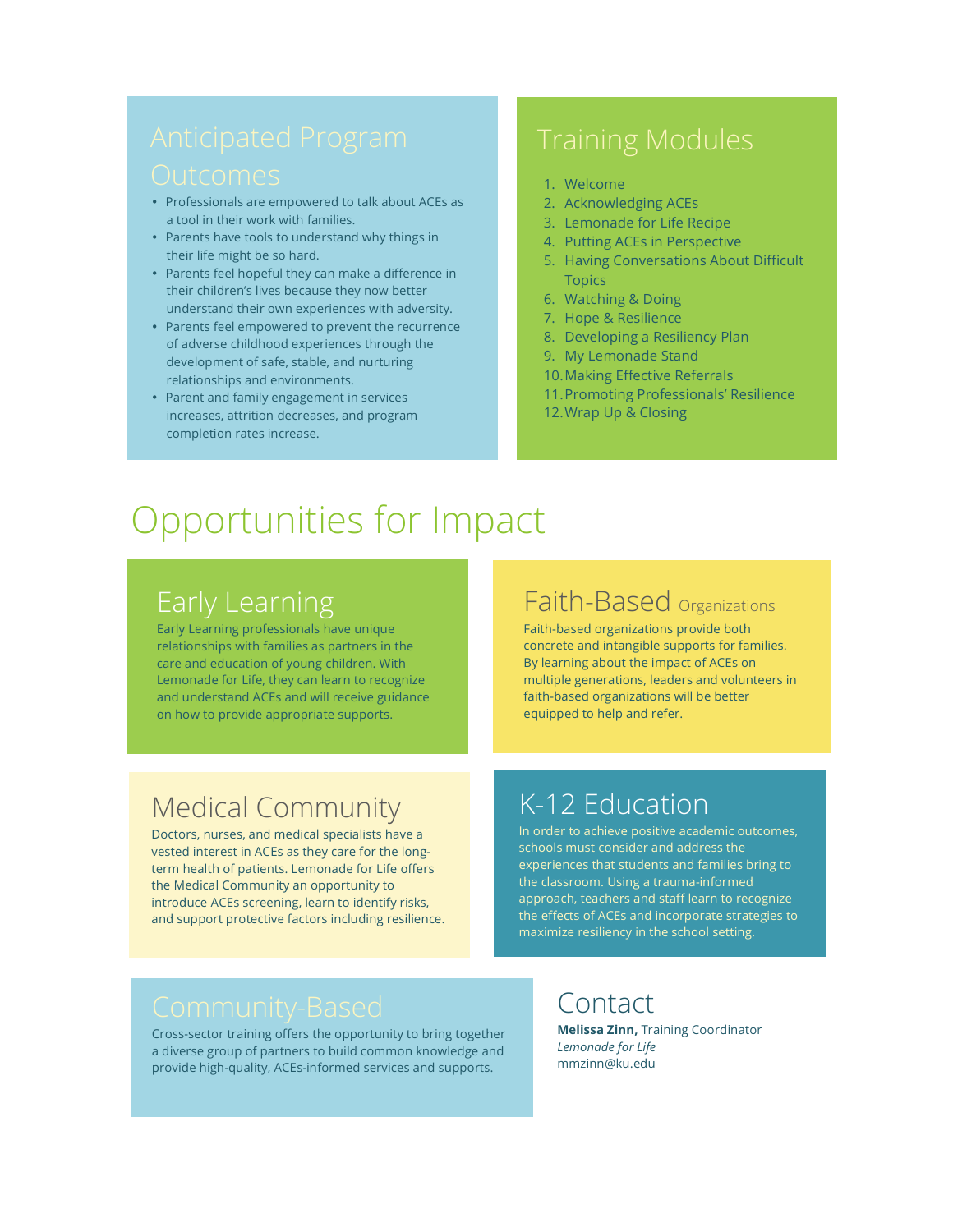## Anticipated Program Outcomes

- Professionals are empowered to talk about ACEs as a tool in their work with families.
- Parents have tools to understand why things in their life might be so hard.
- Parents feel hopeful they can make a difference in their children's lives because they now better understand their own experiences with adversity.
- Parents feel empowered to prevent the recurrence of adverse childhood experiences through the development of safe, stable, and nurturing relationships and environments.
- Parent and family engagement in services increases, attrition decreases, and program completion rates increase.

## Training Modules

1. Welcome
2. Acknowledging ACEs
3. Lemonade for Life Recipe
4. Putting ACEs in Perspective
5. Having Conversations About Difficult Topics
6. Watching & Doing
7. Hope & Resilience
8. Developing a Resiliency Plan
9. My Lemonade Stand
10. Making Effective Referrals
11. Promoting Professionals' Resilience
12. Wrap Up & Closing

# Opportunities for Impact

## Early Learning

Early Learning professionals have unique relationships with families as partners in the care and education of young children. With Lemonade for Life, they can learn to recognize and understand ACEs and will receive guidance on how to provide appropriate supports.

## Faith-Based Organizations

Faith-based organizations provide both concrete and intangible supports for families. By learning about the impact of ACEs on multiple generations, leaders and volunteers in faith-based organizations will be better equipped to help and refer.

## Medical Community

Doctors, nurses, and medical specialists have a vested interest in ACEs as they care for the long-term health of patients. Lemonade for Life offers the Medical Community an opportunity to introduce ACEs screening, learn to identify risks, and support protective factors including resilience.

## K-12 Education

In order to achieve positive academic outcomes, schools must consider and address the experiences that students and families bring to the classroom. Using a trauma-informed approach, teachers and staff learn to recognize the effects of ACEs and incorporate strategies to maximize resiliency in the school setting.

## Community-Based

Cross-sector training offers the opportunity to bring together a diverse group of partners to build common knowledge and provide high-quality, ACEs-informed services and supports.

## Contact

**Melissa Zinn,** Training Coordinator
*Lemonade for Life*
mmzinn@ku.edu